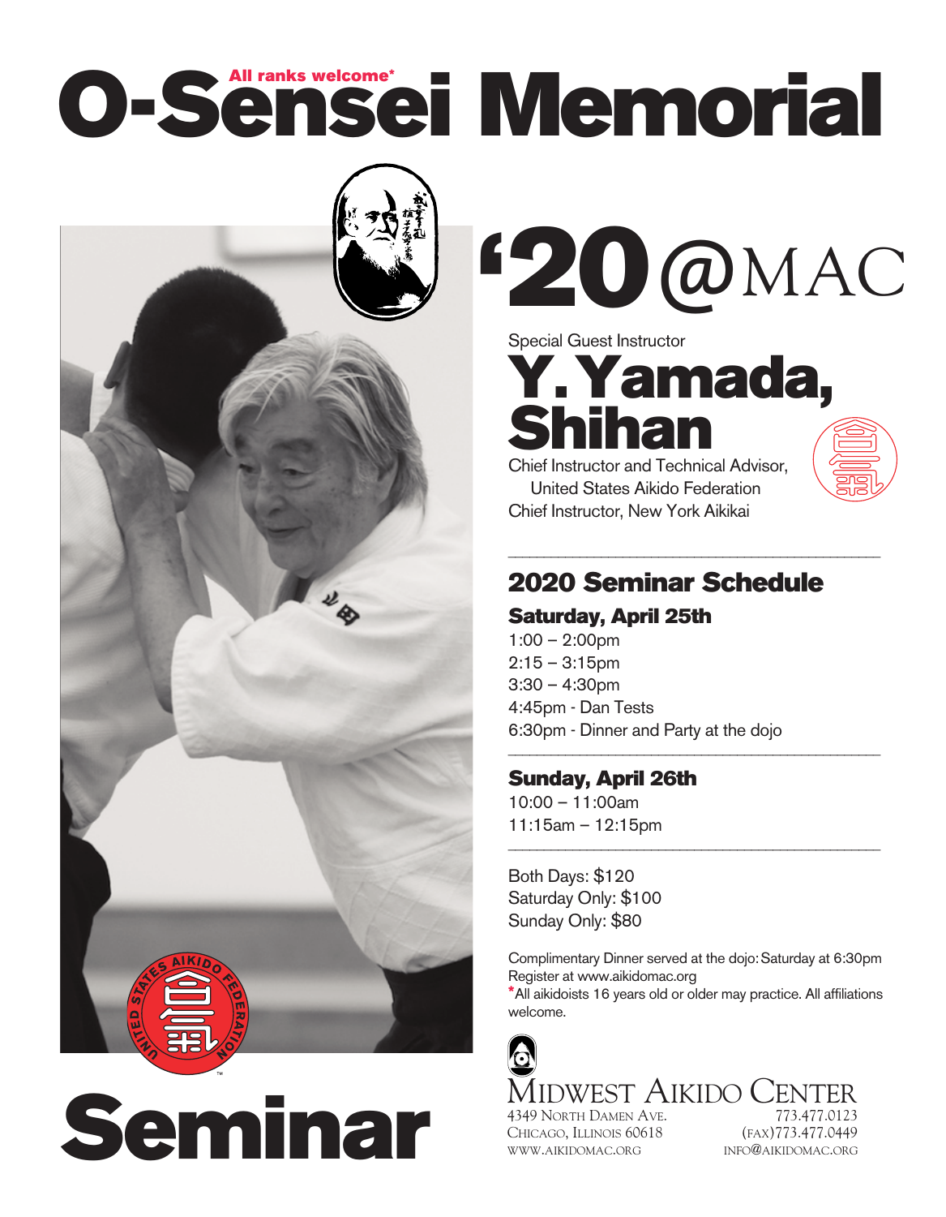All ranks welcome*

# O-Sensei Memorial

# '20 @MAC

Special Guest Instructor

## Y. Yamada, Shihan

Chief Instructor and Technical Advisor, United States Aikido Federation
Chief Instructor, New York Aikikai

## 2020 Seminar Schedule

### Saturday, April 25th

1:00 – 2:00pm
2:15 – 3:15pm
3:30 – 4:30pm
4:45pm - Dan Tests
6:30pm - Dinner and Party at the dojo

### Sunday, April 26th

10:00 – 11:00am
11:15am – 12:15pm

Both Days: $120
Saturday Only: $100
Sunday Only: $80

Complimentary Dinner served at the dojo: Saturday at 6:30pm
Register at www.aikidomac.org
*All aikidoists 16 years old or older may practice. All affiliations welcome.

# Seminar

MIDWEST AIKIDO CENTER
4349 North Damen Ave.
Chicago, Illinois 60618
www.aikidomac.org
773.477.0123
(fax)773.477.0449
info@aikidomac.org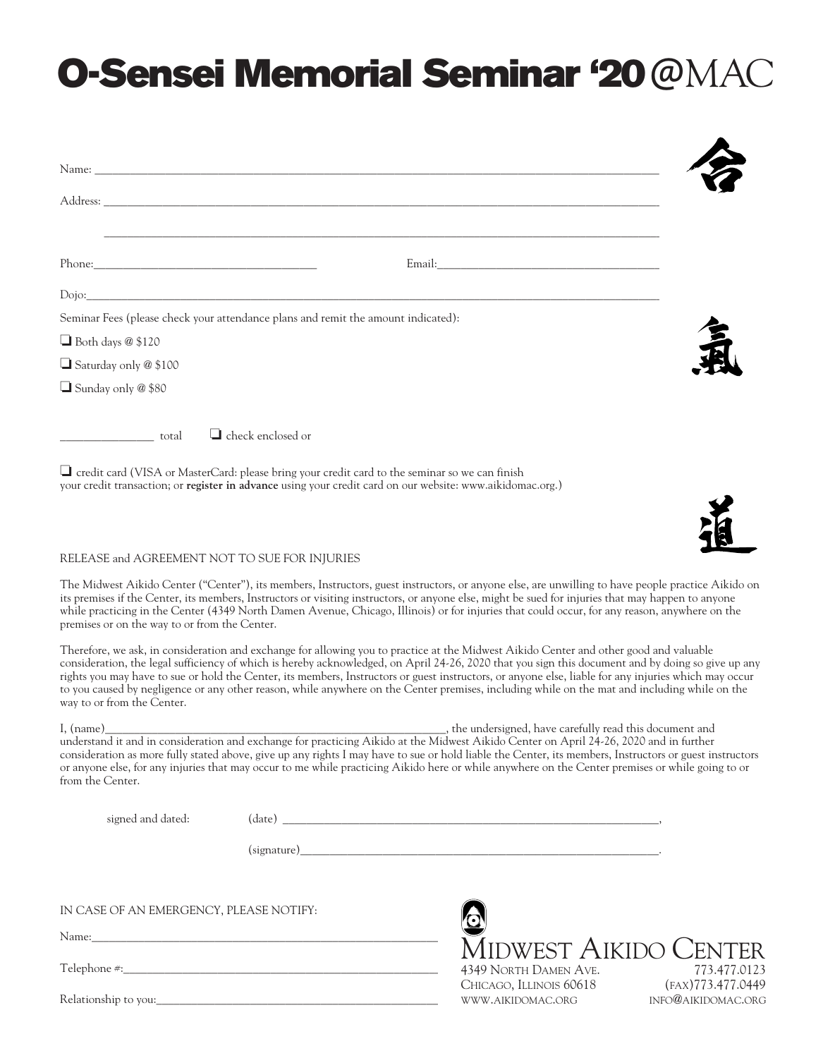# O-Sensei Memorial Seminar '20 @MAC

合

Name: ______________________________________________

Address: ______________________________________________

______________________________________________

Phone: ______________________ Email: ______________________

Dojo: ______________________________________________

Seminar Fees (please check your attendance plans and remit the amount indicated):

氣

❑ Both days @ $120

❑ Saturday only @ $100

❑ Sunday only @ $80

__________ total ❑ check enclosed or

❑ credit card (VISA or MasterCard: please bring your credit card to the seminar so we can finish your credit transaction; or **register in advance** using your credit card on our website: www.aikidomac.org.)

道

RELEASE and AGREEMENT NOT TO SUE FOR INJURIES

The Midwest Aikido Center ("Center"), its members, Instructors, guest instructors, or anyone else, are unwilling to have people practice Aikido on its premises if the Center, its members, Instructors or visiting instructors, or anyone else, might be sued for injuries that may happen to anyone while practicing in the Center (4349 North Damen Avenue, Chicago, Illinois) or for injuries that could occur, for any reason, anywhere on the premises or on the way to or from the Center.

Therefore, we ask, in consideration and exchange for allowing you to practice at the Midwest Aikido Center and other good and valuable consideration, the legal sufficiency of which is hereby acknowledged, on April 24-26, 2020 that you sign this document and by doing so give up any rights you may have to sue or hold the Center, its members, Instructors or guest instructors, or anyone else, liable for any injuries which may occur to you caused by negligence or any other reason, while anywhere on the Center premises, including while on the mat and including while on the way to or from the Center.

I, (name)______________________________, the undersigned, have carefully read this document and understand it and in consideration and exchange for practicing Aikido at the Midwest Aikido Center on April 24-26, 2020 and in further consideration as more fully stated above, give up any rights I may have to sue or hold liable the Center, its members, Instructors or guest instructors or anyone else, for any injuries that may occur to me while practicing Aikido here or while anywhere on the Center premises or while going to or from the Center.

signed and dated: (date) ______________________________,

(signature)______________________________.

IN CASE OF AN EMERGENCY, PLEASE NOTIFY:

Name: ______________________________

Telephone #: ______________________________

Relationship to you: ______________________________

MIDWEST AIKIDO CENTER
4349 NORTH DAMEN AVE.
CHICAGO, ILLINOIS 60618
WWW.AIKIDOMAC.ORG
773.477.0123
(FAX)773.477.0449
INFO@AIKIDOMAC.ORG